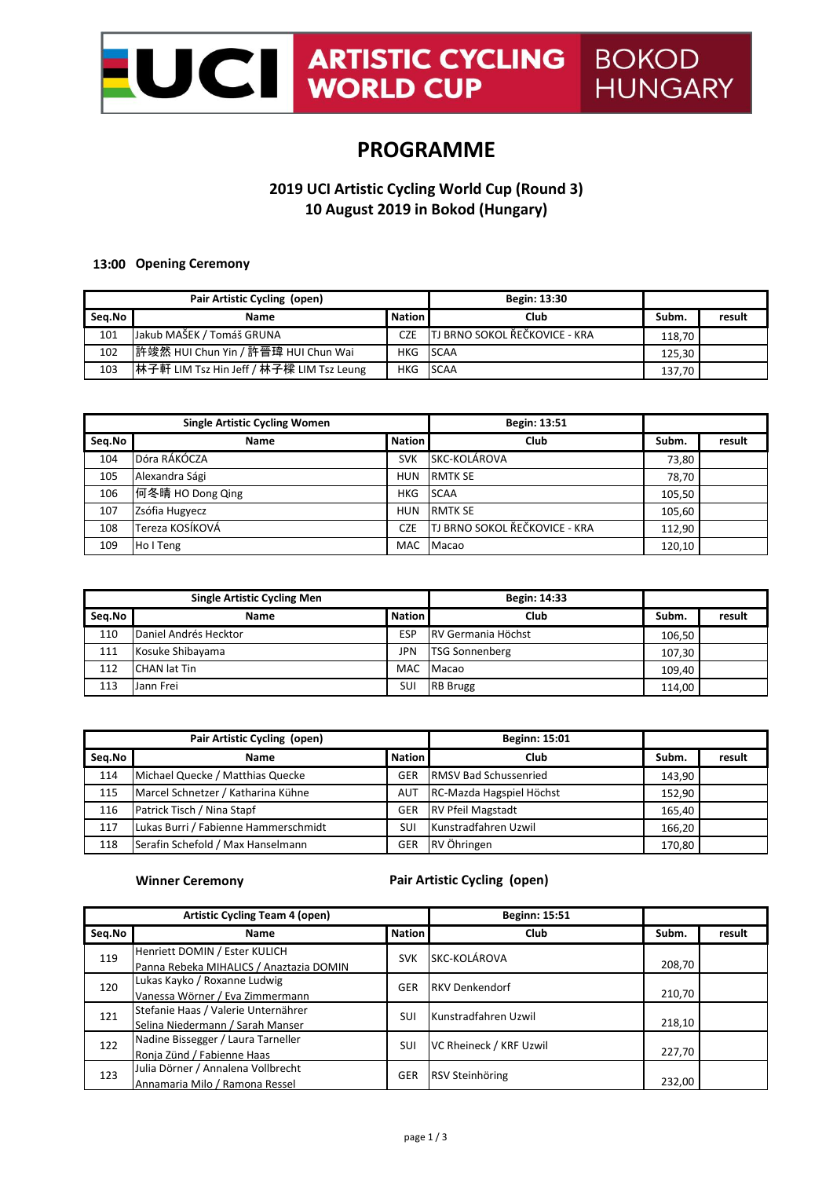UCI ARTISTIC CYCLING WORLD CUP BOKOD HUNGARY

# PROGRAMME

## 2019 UCI Artistic Cycling World Cup (Round 3)
## 10 August 2019 in Bokod (Hungary)

**13:00 Opening Ceremony**

| Pair Artistic Cycling (open) | | | Begin: 13:30 | | |
|---|---|---|---|---|---|
| Seq.No | Name | Nation | Club | Subm. | result |
| 101 | Jakub MAŠEK / Tomáš GRUNA | CZE | TJ BRNO SOKOL ŘEČKOVICE - KRA | 118,70 | |
| 102 | 許竣然 HUI Chun Yin / 許晉瑋 HUI Chun Wai | HKG | SCAA | 125,30 | |
| 103 | 林子軒 LIM Tsz Hin Jeff / 林子樑 LIM Tsz Leung | HKG | SCAA | 137,70 | |

| Single Artistic Cycling Women | | | Begin: 13:51 | | |
|---|---|---|---|---|---|
| Seq.No | Name | Nation | Club | Subm. | result |
| 104 | Dóra RÁKÓCZA | SVK | SKC-KOLÁROVA | 73,80 | |
| 105 | Alexandra Sági | HUN | RMTK SE | 78,70 | |
| 106 | 何冬晴 HO Dong Qing | HKG | SCAA | 105,50 | |
| 107 | Zsófia Hugyecz | HUN | RMTK SE | 105,60 | |
| 108 | Tereza KOSÍKOVÁ | CZE | TJ BRNO SOKOL ŘEČKOVICE - KRA | 112,90 | |
| 109 | Ho I Teng | MAC | Macao | 120,10 | |

| Single Artistic Cycling Men | | | Begin: 14:33 | | |
|---|---|---|---|---|---|
| Seq.No | Name | Nation | Club | Subm. | result |
| 110 | Daniel Andrés Hecktor | ESP | RV Germania Höchst | 106,50 | |
| 111 | Kosuke Shibayama | JPN | TSG Sonnenberg | 107,30 | |
| 112 | CHAN Iat Tin | MAC | Macao | 109,40 | |
| 113 | Jann Frei | SUI | RB Brugg | 114,00 | |

| Pair Artistic Cycling (open) | | | Beginn: 15:01 | | |
|---|---|---|---|---|---|
| Seq.No | Name | Nation | Club | Subm. | result |
| 114 | Michael Quecke / Matthias Quecke | GER | RMSV Bad Schussenried | 143,90 | |
| 115 | Marcel Schnetzer / Katharina Kühne | AUT | RC-Mazda Hagspiel Höchst | 152,90 | |
| 116 | Patrick Tisch / Nina Stapf | GER | RV Pfeil Magstadt | 165,40 | |
| 117 | Lukas Burri / Fabienne Hammerschmidt | SUI | Kunstradfahren Uzwil | 166,20 | |
| 118 | Serafin Schefold / Max Hanselmann | GER | RV Öhringen | 170,80 | |

**Winner Ceremony** **Pair Artistic Cycling (open)**

| Artistic Cycling Team 4 (open) | | | Beginn: 15:51 | | |
|---|---|---|---|---|---|
| Seq.No | Name | Nation | Club | Subm. | result |
| 119 | Henriett DOMIN / Ester KULICH<br>Panna Rebeka MIHALICS / Anaztazia DOMIN | SVK | SKC-KOLÁROVA | 208,70 | |
| 120 | Lukas Kayko / Roxanne Ludwig<br>Vanessa Wörner / Eva Zimmermann | GER | RKV Denkendorf | 210,70 | |
| 121 | Stefanie Haas / Valerie Unternährer<br>Selina Niedermann / Sarah Manser | SUI | Kunstradfahren Uzwil | 218,10 | |
| 122 | Nadine Bissegger / Laura Tarneller<br>Ronja Zünd / Fabienne Haas | SUI | VC Rheineck / KRF Uzwil | 227,70 | |
| 123 | Julia Dörner / Annalena Vollbrecht<br>Annamaria Milo / Ramona Ressel | GER | RSV Steinhöring | 232,00 | |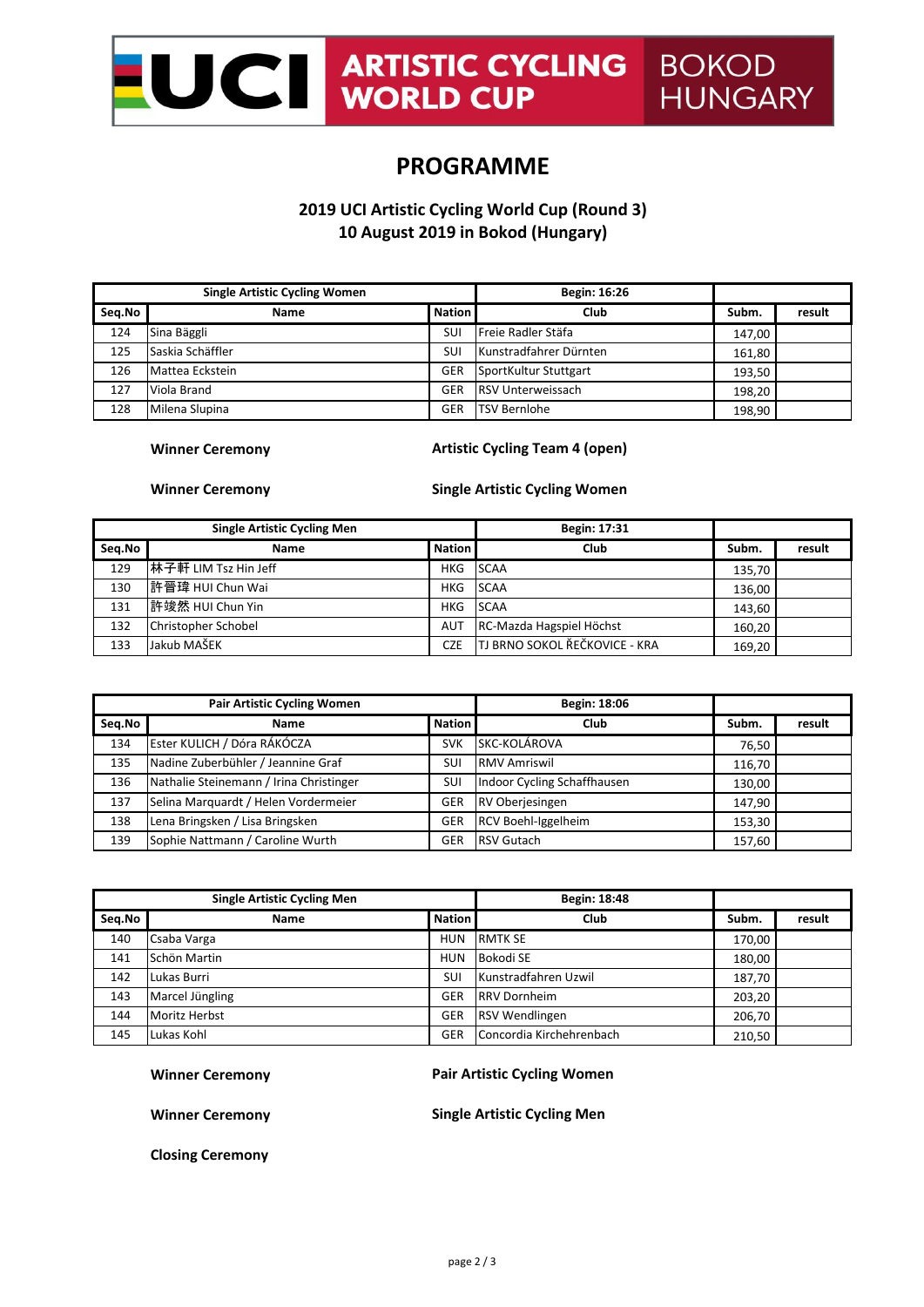UCI ARTISTIC CYCLING WORLD CUP BOKOD HUNGARY

# PROGRAMME

## 2019 UCI Artistic Cycling World Cup (Round 3)
## 10 August 2019 in Bokod (Hungary)

| Single Artistic Cycling Women | | | Begin: 16:26 | | |
|---|---|---|---|---|---|
| Seq.No | Name | Nation | Club | Subm. | result |
| 124 | Sina Bäggli | SUI | Freie Radler Stäfa | 147,00 | |
| 125 | Saskia Schäffler | SUI | Kunstradfahrer Dürnten | 161,80 | |
| 126 | Mattea Eckstein | GER | SportKultur Stuttgart | 193,50 | |
| 127 | Viola Brand | GER | RSV Unterweissach | 198,20 | |
| 128 | Milena Slupina | GER | TSV Bernlohe | 198,90 | |

**Winner Ceremony** — **Artistic Cycling Team 4 (open)**

**Winner Ceremony** — **Single Artistic Cycling Women**

| Single Artistic Cycling Men | | | Begin: 17:31 | | |
|---|---|---|---|---|---|
| Seq.No | Name | Nation | Club | Subm. | result |
| 129 | 林子軒 LIM Tsz Hin Jeff | HKG | SCAA | 135,70 | |
| 130 | 許晉瑋 HUI Chun Wai | HKG | SCAA | 136,00 | |
| 131 | 許竣然 HUI Chun Yin | HKG | SCAA | 143,60 | |
| 132 | Christopher Schobel | AUT | RC-Mazda Hagspiel Höchst | 160,20 | |
| 133 | Jakub MAŠEK | CZE | TJ BRNO SOKOL ŘEČKOVICE - KRA | 169,20 | |

| Pair Artistic Cycling Women | | | Begin: 18:06 | | |
|---|---|---|---|---|---|
| Seq.No | Name | Nation | Club | Subm. | result |
| 134 | Ester KULICH / Dóra RÁKÓCZA | SVK | SKC-KOLÁROVA | 76,50 | |
| 135 | Nadine Zuberbühler / Jeannine Graf | SUI | RMV Amriswil | 116,70 | |
| 136 | Nathalie Steinemann / Irina Christinger | SUI | Indoor Cycling Schaffhausen | 130,00 | |
| 137 | Selina Marquardt / Helen Vordermeier | GER | RV Oberjesingen | 147,90 | |
| 138 | Lena Bringsken / Lisa Bringsken | GER | RCV Boehl-Iggelheim | 153,30 | |
| 139 | Sophie Nattmann / Caroline Wurth | GER | RSV Gutach | 157,60 | |

| Single Artistic Cycling Men | | | Begin: 18:48 | | |
|---|---|---|---|---|---|
| Seq.No | Name | Nation | Club | Subm. | result |
| 140 | Csaba Varga | HUN | RMTK SE | 170,00 | |
| 141 | Schön Martin | HUN | Bokodi SE | 180,00 | |
| 142 | Lukas Burri | SUI | Kunstradfahren Uzwil | 187,70 | |
| 143 | Marcel Jüngling | GER | RRV Dornheim | 203,20 | |
| 144 | Moritz Herbst | GER | RSV Wendlingen | 206,70 | |
| 145 | Lukas Kohl | GER | Concordia Kirchehrenbach | 210,50 | |

**Winner Ceremony** — **Pair Artistic Cycling Women**

**Winner Ceremony** — **Single Artistic Cycling Men**

**Closing Ceremony**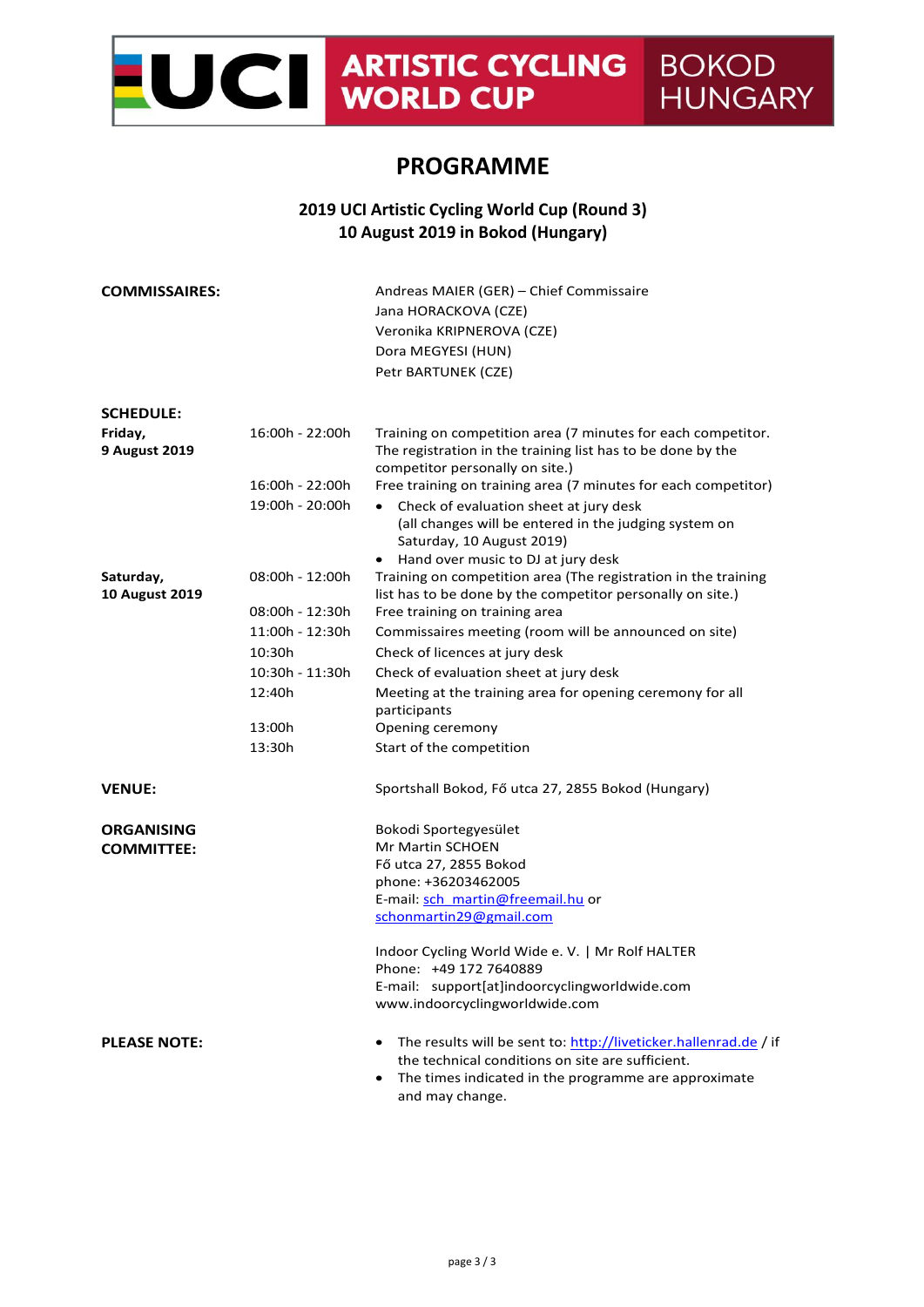UCI ARTISTIC CYCLING WORLD CUP BOKOD HUNGARY

# PROGRAMME

**2019 UCI Artistic Cycling World Cup (Round 3)**
**10 August 2019 in Bokod (Hungary)**

**COMMISSAIRES:**

Andreas MAIER (GER) – Chief Commissaire
Jana HORACKOVA (CZE)
Veronika KRIPNEROVA (CZE)
Dora MEGYESI (HUN)
Petr BARTUNEK (CZE)

**SCHEDULE:**

| | | |
|---|---|---|
| **Friday, 9 August 2019** | 16:00h - 22:00h | Training on competition area (7 minutes for each competitor. The registration in the training list has to be done by the competitor personally on site.) |
| | 16:00h - 22:00h | Free training on training area (7 minutes for each competitor) |
| | 19:00h - 20:00h | • Check of evaluation sheet at jury desk (all changes will be entered in the judging system on Saturday, 10 August 2019) • Hand over music to DJ at jury desk |
| **Saturday, 10 August 2019** | 08:00h - 12:00h | Training on competition area (The registration in the training list has to be done by the competitor personally on site.) |
| | 08:00h - 12:30h | Free training on training area |
| | 11:00h - 12:30h | Commissaires meeting (room will be announced on site) |
| | 10:30h | Check of licences at jury desk |
| | 10:30h - 11:30h | Check of evaluation sheet at jury desk |
| | 12:40h | Meeting at the training area for opening ceremony for all participants |
| | 13:00h | Opening ceremony |
| | 13:30h | Start of the competition |

**VENUE:**

Sportshall Bokod, Fő utca 27, 2855 Bokod (Hungary)

**ORGANISING COMMITTEE:**

Bokodi Sportegyesület
Mr Martin SCHOEN
Fő utca 27, 2855 Bokod
phone: +36203462005
E-mail: sch_martin@freemail.hu or
schonmartin29@gmail.com

Indoor Cycling World Wide e. V. | Mr Rolf HALTER
Phone: +49 172 7640889
E-mail: support[at]indoorcyclingworldwide.com
www.indoorcyclingworldwide.com

**PLEASE NOTE:**

- The results will be sent to: http://liveticker.hallenrad.de / if the technical conditions on site are sufficient.
- The times indicated in the programme are approximate and may change.